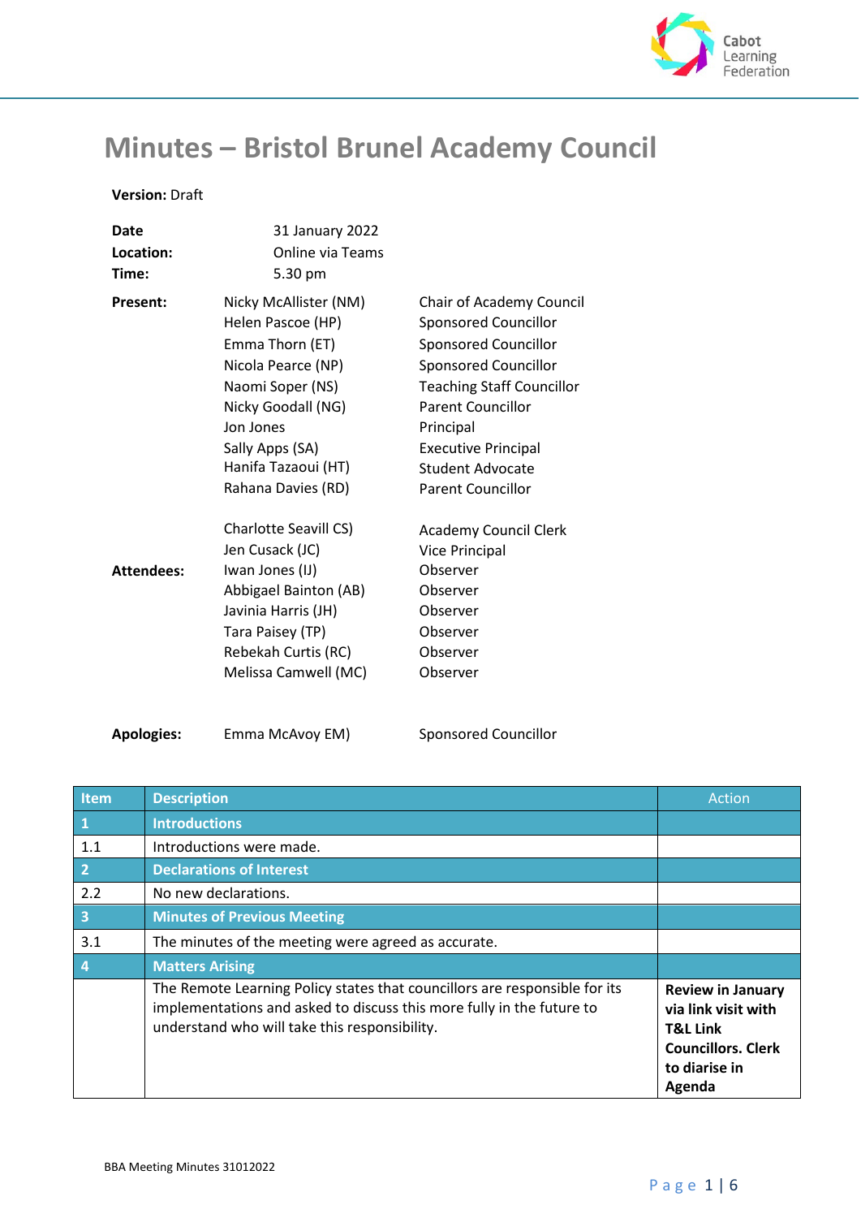# Minutes – Bristol Brunel Academy Council

**Version:** Draft

| | | |
|---|---|---|
| **Date** | 31 January 2022 | |
| **Location:** | Online via Teams | |
| **Time:** | 5.30 pm | |
| **Present:** | Nicky McAllister (NM) | Chair of Academy Council |
| | Helen Pascoe (HP) | Sponsored Councillor |
| | Emma Thorn (ET) | Sponsored Councillor |
| | Nicola Pearce (NP) | Sponsored Councillor |
| | Naomi Soper (NS) | Teaching Staff Councillor |
| | Nicky Goodall (NG) | Parent Councillor |
| | Jon Jones | Principal |
| | Sally Apps (SA) | Executive Principal |
| | Hanifa Tazaoui (HT) | Student Advocate |
| | Rahana Davies (RD) | Parent Councillor |
| **Attendees:** | Charlotte Seavill CS) | Academy Council Clerk |
| | Jen Cusack (JC) | Vice Principal |
| | Iwan Jones (IJ) | Observer |
| | Abbigael Bainton (AB) | Observer |
| | Javinia Harris (JH) | Observer |
| | Tara Paisey (TP) | Observer |
| | Rebekah Curtis (RC) | Observer |
| | Melissa Camwell (MC) | Observer |
| **Apologies:** | Emma McAvoy EM) | Sponsored Councillor |

| Item | Description | Action |
|---|---|---|
| **1** | **Introductions** | |
| 1.1 | Introductions were made. | |
| **2** | **Declarations of Interest** | |
| 2.2 | No new declarations. | |
| **3** | **Minutes of Previous Meeting** | |
| 3.1 | The minutes of the meeting were agreed as accurate. | |
| **4** | **Matters Arising** | |
| | The Remote Learning Policy states that councillors are responsible for its implementations and asked to discuss this more fully in the future to understand who will take this responsibility. | **Review in January via link visit with T&L Link Councillors. Clerk to diarise in Agenda** |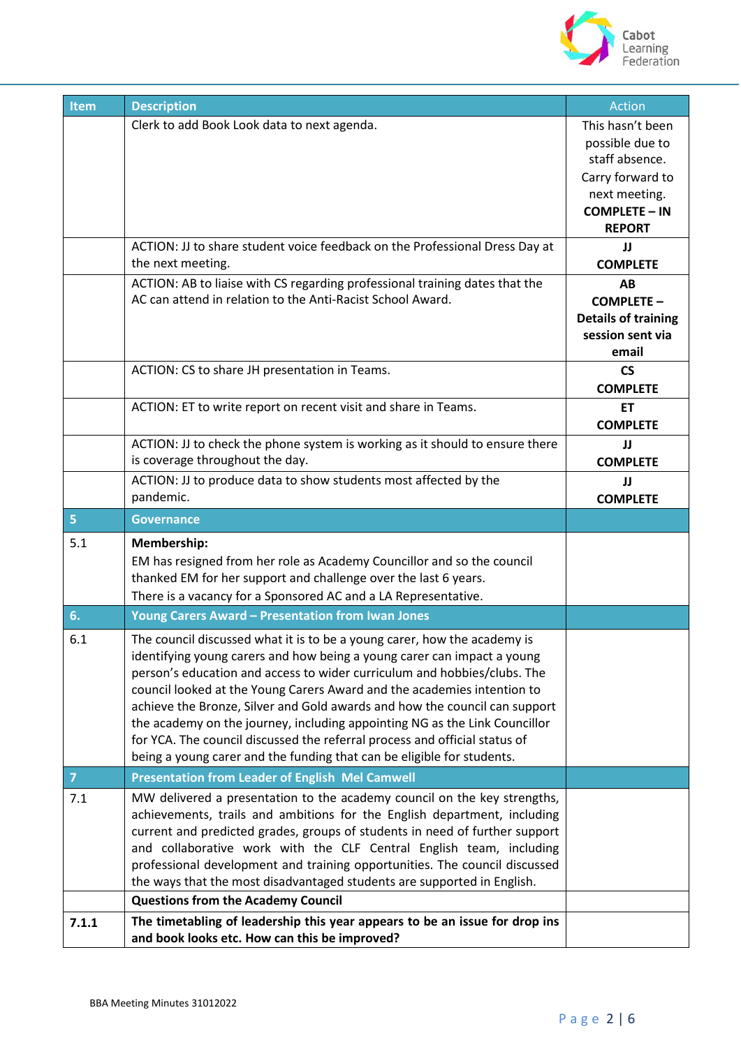| Item | Description | Action |
|---|---|---|
| | Clerk to add Book Look data to next agenda. | This hasn't been possible due to staff absence. Carry forward to next meeting. **COMPLETE – IN REPORT** |
| | ACTION: JJ to share student voice feedback on the Professional Dress Day at the next meeting. | **JJ COMPLETE** |
| | ACTION: AB to liaise with CS regarding professional training dates that the AC can attend in relation to the Anti-Racist School Award. | **AB COMPLETE – Details of training session sent via email** |
| | ACTION: CS to share JH presentation in Teams. | **CS COMPLETE** |
| | ACTION: ET to write report on recent visit and share in Teams. | **ET COMPLETE** |
| | ACTION: JJ to check the phone system is working as it should to ensure there is coverage throughout the day. | **JJ COMPLETE** |
| | ACTION: JJ to produce data to show students most affected by the pandemic. | **JJ COMPLETE** |
| **5** | **Governance** | |
| 5.1 | **Membership:** EM has resigned from her role as Academy Councillor and so the council thanked EM for her support and challenge over the last 6 years. There is a vacancy for a Sponsored AC and a LA Representative. | |
| **6.** | **Young Carers Award – Presentation from Iwan Jones** | |
| 6.1 | The council discussed what it is to be a young carer, how the academy is identifying young carers and how being a young carer can impact a young person's education and access to wider curriculum and hobbies/clubs. The council looked at the Young Carers Award and the academies intention to achieve the Bronze, Silver and Gold awards and how the council can support the academy on the journey, including appointing NG as the Link Councillor for YCA. The council discussed the referral process and official status of being a young carer and the funding that can be eligible for students. | |
| **7** | **Presentation from Leader of English Mel Camwell** | |
| 7.1 | MW delivered a presentation to the academy council on the key strengths, achievements, trails and ambitions for the English department, including current and predicted grades, groups of students in need of further support and collaborative work with the CLF Central English team, including professional development and training opportunities. The council discussed the ways that the most disadvantaged students are supported in English. | |
| | **Questions from the Academy Council** | |
| **7.1.1** | **The timetabling of leadership this year appears to be an issue for drop ins and book looks etc. How can this be improved?** | |

BBA Meeting Minutes 31012022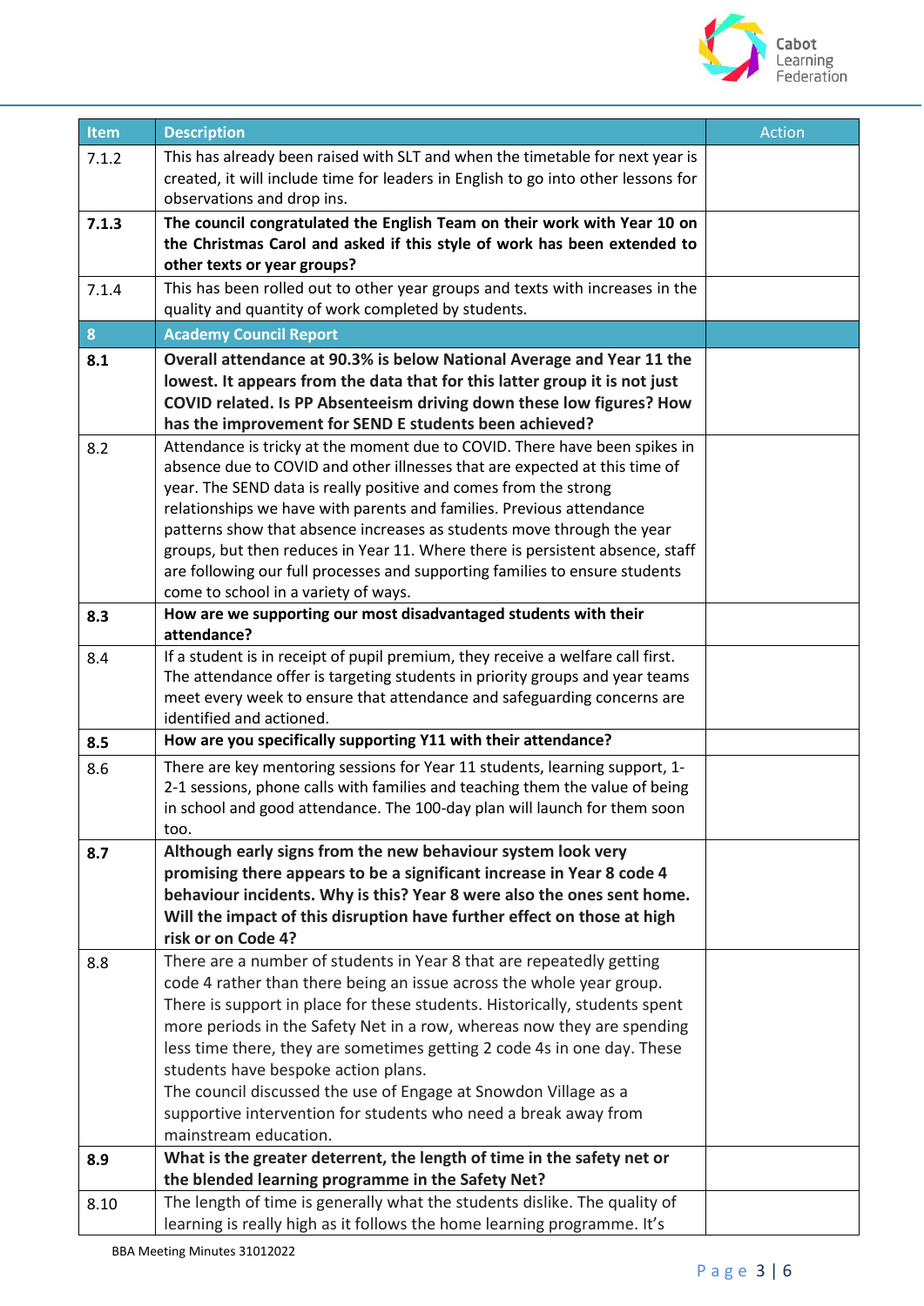| Item | Description | Action |
|---|---|---|
| 7.1.2 | This has already been raised with SLT and when the timetable for next year is created, it will include time for leaders in English to go into other lessons for observations and drop ins. | |
| **7.1.3** | **The council congratulated the English Team on their work with Year 10 on the Christmas Carol and asked if this style of work has been extended to other texts or year groups?** | |
| 7.1.4 | This has been rolled out to other year groups and texts with increases in the quality and quantity of work completed by students. | |
| **8** | **Academy Council Report** | |
| **8.1** | **Overall attendance at 90.3% is below National Average and Year 11 the lowest. It appears from the data that for this latter group it is not just COVID related. Is PP Absenteeism driving down these low figures? How has the improvement for SEND E students been achieved?** | |
| 8.2 | Attendance is tricky at the moment due to COVID. There have been spikes in absence due to COVID and other illnesses that are expected at this time of year. The SEND data is really positive and comes from the strong relationships we have with parents and families. Previous attendance patterns show that absence increases as students move through the year groups, but then reduces in Year 11. Where there is persistent absence, staff are following our full processes and supporting families to ensure students come to school in a variety of ways. | |
| **8.3** | **How are we supporting our most disadvantaged students with their attendance?** | |
| 8.4 | If a student is in receipt of pupil premium, they receive a welfare call first. The attendance offer is targeting students in priority groups and year teams meet every week to ensure that attendance and safeguarding concerns are identified and actioned. | |
| **8.5** | **How are you specifically supporting Y11 with their attendance?** | |
| 8.6 | There are key mentoring sessions for Year 11 students, learning support, 1-2-1 sessions, phone calls with families and teaching them the value of being in school and good attendance. The 100-day plan will launch for them soon too. | |
| **8.7** | **Although early signs from the new behaviour system look very promising there appears to be a significant increase in Year 8 code 4 behaviour incidents. Why is this? Year 8 were also the ones sent home. Will the impact of this disruption have further effect on those at high risk or on Code 4?** | |
| 8.8 | There are a number of students in Year 8 that are repeatedly getting code 4 rather than there being an issue across the whole year group. There is support in place for these students. Historically, students spent more periods in the Safety Net in a row, whereas now they are spending less time there, they are sometimes getting 2 code 4s in one day. These students have bespoke action plans.<br>The council discussed the use of Engage at Snowdon Village as a supportive intervention for students who need a break away from mainstream education. | |
| **8.9** | **What is the greater deterrent, the length of time in the safety net or the blended learning programme in the Safety Net?** | |
| 8.10 | The length of time is generally what the students dislike. The quality of learning is really high as it follows the home learning programme. It's | |

BBA Meeting Minutes 31012022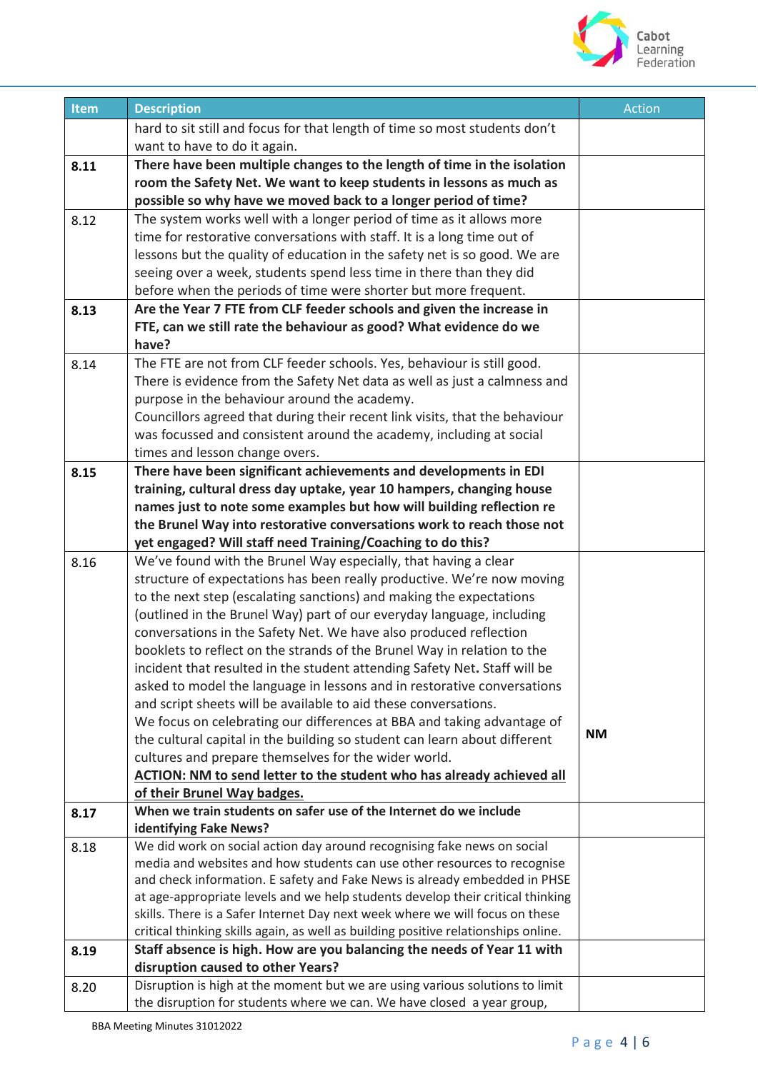| Item | Description | Action |
|---|---|---|
| | hard to sit still and focus for that length of time so most students don't want to have to do it again. | |
| **8.11** | **There have been multiple changes to the length of time in the isolation room the Safety Net. We want to keep students in lessons as much as possible so why have we moved back to a longer period of time?** | |
| 8.12 | The system works well with a longer period of time as it allows more time for restorative conversations with staff. It is a long time out of lessons but the quality of education in the safety net is so good. We are seeing over a week, students spend less time in there than they did before when the periods of time were shorter but more frequent. | |
| **8.13** | **Are the Year 7 FTE from CLF feeder schools and given the increase in FTE, can we still rate the behaviour as good? What evidence do we have?** | |
| 8.14 | The FTE are not from CLF feeder schools. Yes, behaviour is still good. There is evidence from the Safety Net data as well as just a calmness and purpose in the behaviour around the academy.<br>Councillors agreed that during their recent link visits, that the behaviour was focussed and consistent around the academy, including at social times and lesson change overs. | |
| **8.15** | **There have been significant achievements and developments in EDI training, cultural dress day uptake, year 10 hampers, changing house names just to note some examples but how will building reflection re the Brunel Way into restorative conversations work to reach those not yet engaged? Will staff need Training/Coaching to do this?** | |
| 8.16 | We've found with the Brunel Way especially, that having a clear structure of expectations has been really productive. We're now moving to the next step (escalating sanctions) and making the expectations (outlined in the Brunel Way) part of our everyday language, including conversations in the Safety Net. We have also produced reflection booklets to reflect on the strands of the Brunel Way in relation to the incident that resulted in the student attending Safety Net. Staff will be asked to model the language in lessons and in restorative conversations and script sheets will be available to aid these conversations.<br>We focus on celebrating our differences at BBA and taking advantage of the cultural capital in the building so student can learn about different cultures and prepare themselves for the wider world.<br>**ACTION: NM to send letter to the student who has already achieved all of their Brunel Way badges.** | **NM** |
| **8.17** | **When we train students on safer use of the Internet do we include identifying Fake News?** | |
| 8.18 | We did work on social action day around recognising fake news on social media and websites and how students can use other resources to recognise and check information. E safety and Fake News is already embedded in PHSE at age-appropriate levels and we help students develop their critical thinking skills. There is a Safer Internet Day next week where we will focus on these critical thinking skills again, as well as building positive relationships online. | |
| **8.19** | **Staff absence is high. How are you balancing the needs of Year 11 with disruption caused to other Years?** | |
| 8.20 | Disruption is high at the moment but we are using various solutions to limit the disruption for students where we can. We have closed a year group, | |

BBA Meeting Minutes 31012022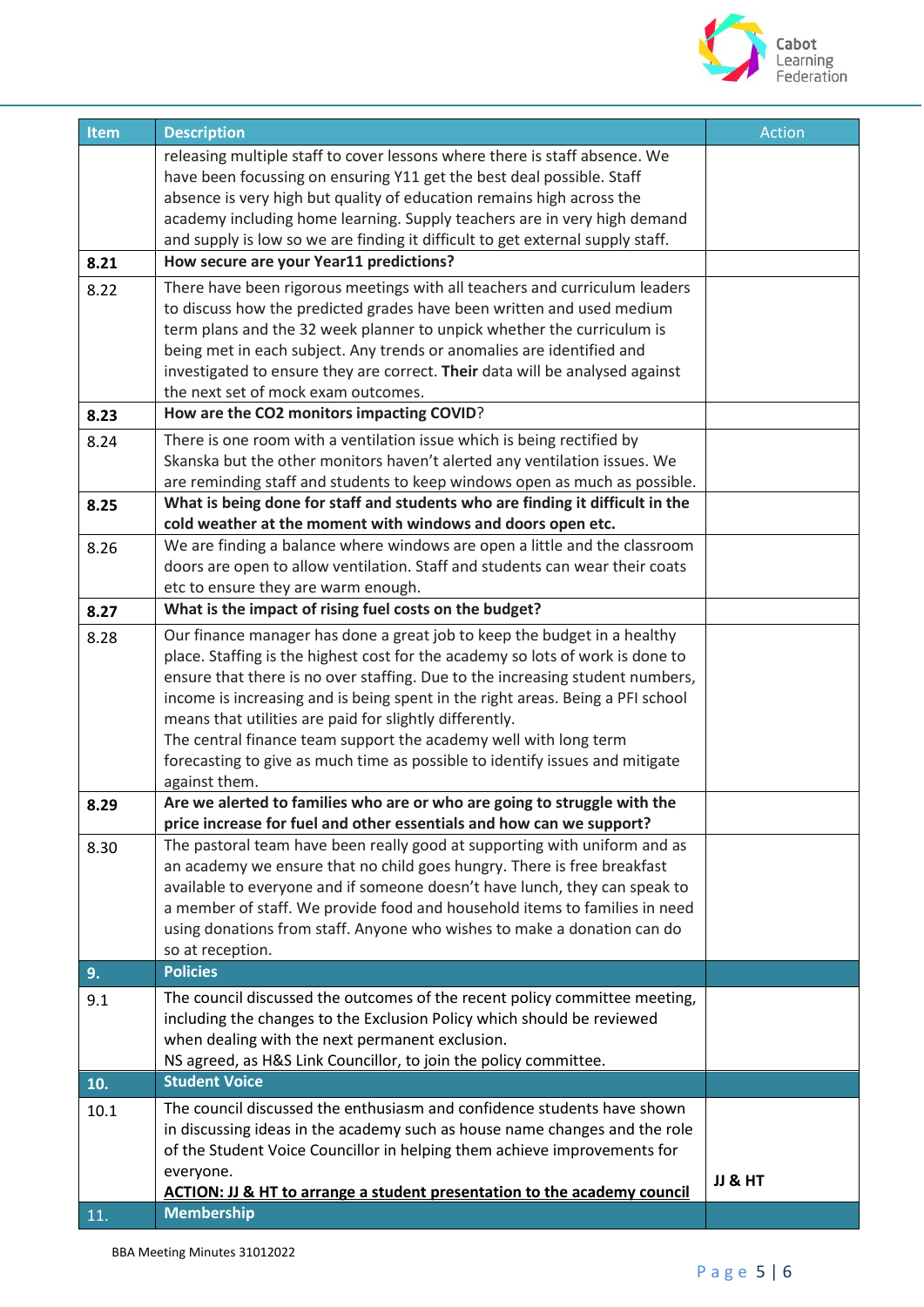| Item | Description | Action |
|---|---|---|
| | releasing multiple staff to cover lessons where there is staff absence. We have been focussing on ensuring Y11 get the best deal possible. Staff absence is very high but quality of education remains high across the academy including home learning. Supply teachers are in very high demand and supply is low so we are finding it difficult to get external supply staff. | |
| **8.21** | **How secure are your Year11 predictions?** | |
| 8.22 | There have been rigorous meetings with all teachers and curriculum leaders to discuss how the predicted grades have been written and used medium term plans and the 32 week planner to unpick whether the curriculum is being met in each subject. Any trends or anomalies are identified and investigated to ensure they are correct. **Their** data will be analysed against the next set of mock exam outcomes. | |
| **8.23** | **How are the CO2 monitors impacting COVID**? | |
| 8.24 | There is one room with a ventilation issue which is being rectified by Skanska but the other monitors haven't alerted any ventilation issues. We are reminding staff and students to keep windows open as much as possible. | |
| **8.25** | **What is being done for staff and students who are finding it difficult in the cold weather at the moment with windows and doors open etc.** | |
| 8.26 | We are finding a balance where windows are open a little and the classroom doors are open to allow ventilation. Staff and students can wear their coats etc to ensure they are warm enough. | |
| **8.27** | **What is the impact of rising fuel costs on the budget?** | |
| 8.28 | Our finance manager has done a great job to keep the budget in a healthy place. Staffing is the highest cost for the academy so lots of work is done to ensure that there is no over staffing. Due to the increasing student numbers, income is increasing and is being spent in the right areas. Being a PFI school means that utilities are paid for slightly differently.<br>The central finance team support the academy well with long term forecasting to give as much time as possible to identify issues and mitigate against them. | |
| **8.29** | **Are we alerted to families who are or who are going to struggle with the price increase for fuel and other essentials and how can we support?** | |
| 8.30 | The pastoral team have been really good at supporting with uniform and as an academy we ensure that no child goes hungry. There is free breakfast available to everyone and if someone doesn't have lunch, they can speak to a member of staff. We provide food and household items to families in need using donations from staff. Anyone who wishes to make a donation can do so at reception. | |
| **9.** | **Policies** | |
| 9.1 | The council discussed the outcomes of the recent policy committee meeting, including the changes to the Exclusion Policy which should be reviewed when dealing with the next permanent exclusion.<br>NS agreed, as H&S Link Councillor, to join the policy committee. | |
| **10.** | **Student Voice** | |
| 10.1 | The council discussed the enthusiasm and confidence students have shown in discussing ideas in the academy such as house name changes and the role of the Student Voice Councillor in helping them achieve improvements for everyone.<br>**ACTION: JJ & HT to arrange a student presentation to the academy council** | **JJ & HT** |
| 11. | **Membership** | |

BBA Meeting Minutes 31012022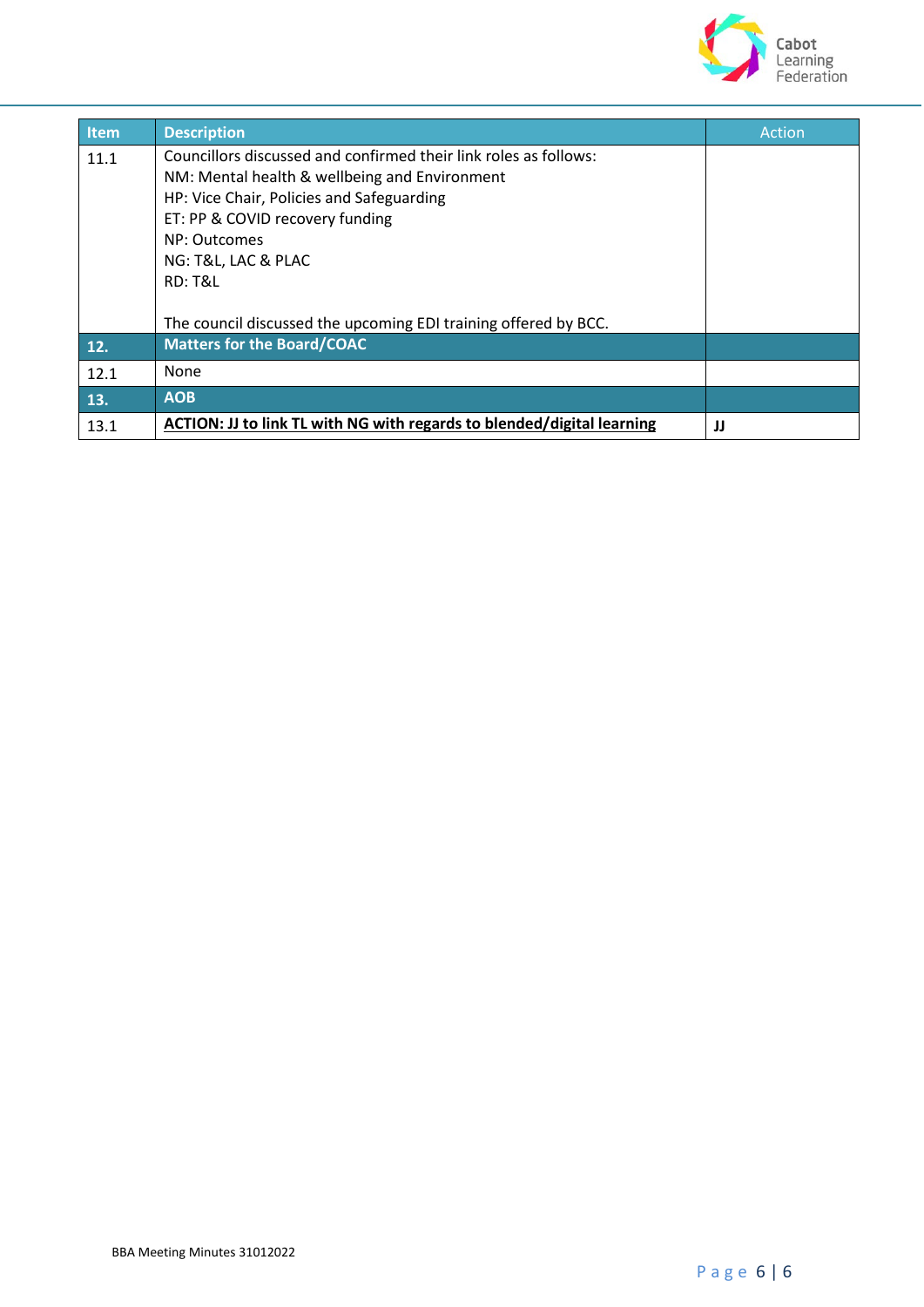| Item | Description | Action |
| --- | --- | --- |
| 11.1 | Councillors discussed and confirmed their link roles as follows:<br>NM: Mental health & wellbeing and Environment<br>HP: Vice Chair, Policies and Safeguarding<br>ET: PP & COVID recovery funding<br>NP: Outcomes<br>NG: T&L, LAC & PLAC<br>RD: T&L<br><br>The council discussed the upcoming EDI training offered by BCC. | |
| **12.** | **Matters for the Board/COAC** | |
| 12.1 | None | |
| **13.** | **AOB** | |
| 13.1 | **ACTION: JJ to link TL with NG with regards to blended/digital learning** | **JJ** |

BBA Meeting Minutes 31012022